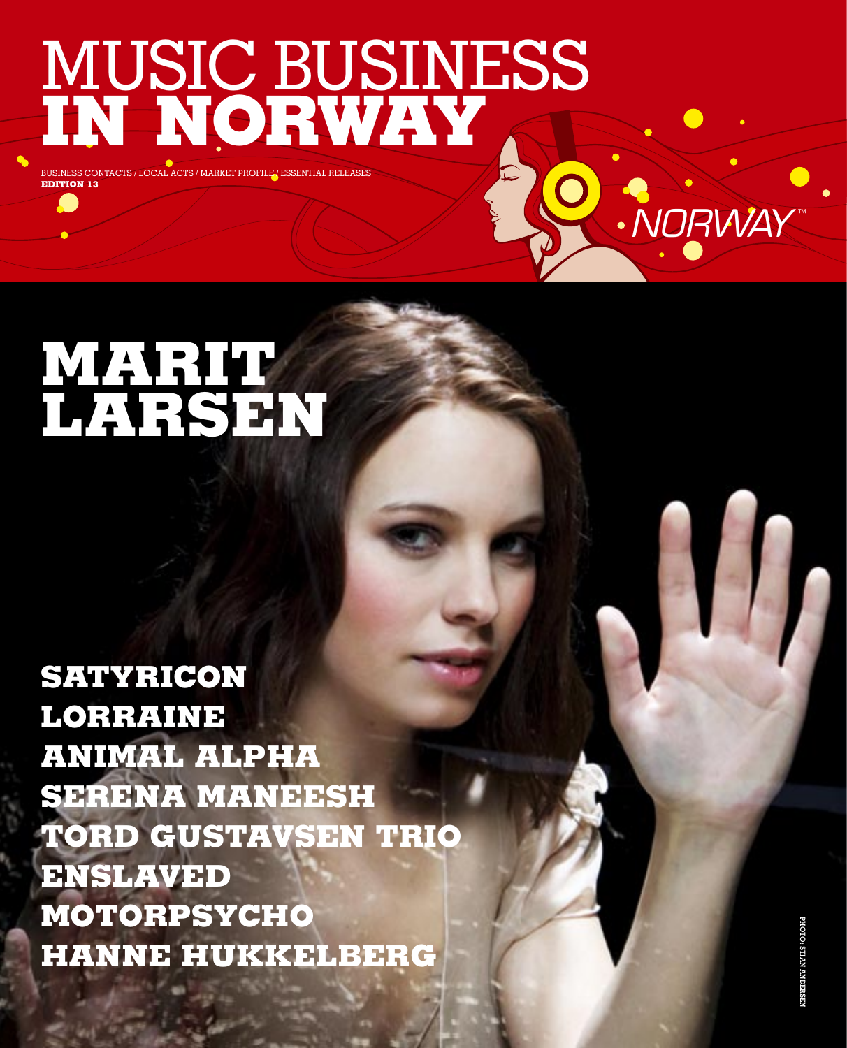# MUSIC BUSINESS IN NORWAY

BUSINESS CONTACTS / LOCAL ACTS / MARKET PROFILE / ESSENTIAL RELEASES
**EDITION 13**

NORWAY™

# MARIT LARSEN

**SATYRICON**
**LORRAINE**
**ANIMAL ALPHA**
**SERENA MANEESH**
**TORD GUSTAVSEN TRIO**
**ENSLAVED**
**MOTORPSYCHO**
**HANNE HUKKELBERG**

PHOTO: STIAN ANDERSEN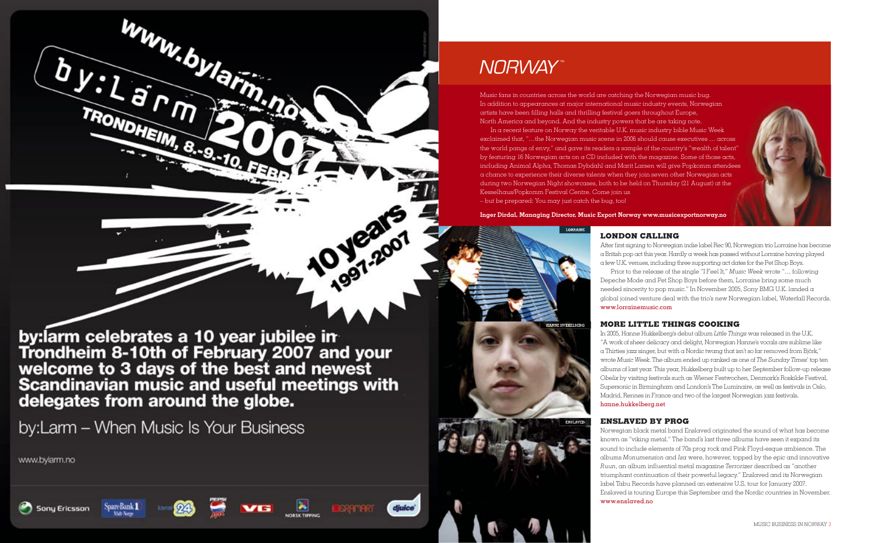www.bylarm.no

by:Larm

TRONDHEIM, 8.-9.-10. FEBR

2007

10 years 1997-2007

**by:larm celebrates a 10 year jubilee in Trondheim 8-10th of February 2007 and your welcome to 3 days of the best and newest Scandinavian music and useful meetings with delegates from around the globe.**

by:Larm – When Music Is Your Business

www.bylarm.no

Sony Ericsson | SpareBank 1 | 24 | Pepsi | VG | Norsk Tipping | Gramart | djuice

# NORWAY™

Music fans in countries across the world are catching the Norwegian music bug. In addition to appearances at major international music industry events, Norwegian artists have been filling halls and thrilling festival goers throughout Europe, North America and beyond. And the industry powers that be are taking note.

In a recent feature on Norway the veritable U.K. music industry bible Music Week exclaimed that, "…the Norwegian music scene in 2006 should cause executives … across the world pangs of envy," and gave its readers a sample of the country's "wealth of talent" by featuring 16 Norwegian acts on a CD included with the magazine. Some of those acts, including Animal Alpha, Thomas Dybdahl and Marit Larsen will give Popkomm attendees a chance to experience their diverse talents when they join seven other Norwegian acts during two Norwegian Night showcases, both to be held on Thursday (21 August) at the Kesselhaus/Popkomm Festival Centre. Come join us – but be prepared: You may just catch the bug, too!

**Inger Dirdal, Managing Director, Music Export Norway www.musicexportnorway.no**

LORRAINE

## LONDON CALLING

After first signing to Norwegian indie label Rec 90, Norwegian trio Lorraine has become a British pop act this year. Hardly a week has passed without Lorraine having played a few U.K. venues, including three supporting act dates for the Pet Shop Boys.

Prior to the release of the single "I Feel It," *Music Week* wrote "… following Depeche Mode and Pet Shop Boys before them, Lorraine bring some much needed sincerity to pop music." In November 2005, Sony BMG U.K. landed a global joined venture deal with the trio's new Norwegian label, Waterfall Records. www.lorrainemusic.com

HANNE HUKKELBERG

## MORE LITTLE THINGS COOKING

In 2005, Hanne Hukkelberg's debut album *Little Things* was released in the U.K. "A work of sheer delicacy and delight, Norwegian Hanne's vocals are sublime like a Thirties jazz singer, but with a Nordic twang that isn't so far removed from Björk," wrote *Music Week*. The album ended up ranked as one of *The Sunday Times*' top ten albums of last year. This year, Hukkelberg built up to her September follow-up release *Obelix* by visiting festivals such as Wiener Festwochen, Denmark's Roskilde Festival, Supersonic in Birmingham and London's The Luminaire, as well as festivals in Oslo, Madrid, Rennes in France and two of the largest Norwegian jazz festivals. hanne.hukkelberg.net

ENSLAVED

## ENSLAVED BY PROG

Norwegian black metal band Enslaved originated the sound of what has become known as "viking metal." The band's last three albums have seen it expand its sound to include elements of 70s prog rock and Pink Floyd-esque ambience. The albums *Monumension* and *Isa* were, however, topped by the epic and innovative *Ruun*, an album influential metal magazine *Terrorizer* described as "another triumphant continuation of their powerful legacy." Enslaved and its Norwegian label Tabu Records have planned an extensive U.S. tour for January 2007. Enslaved is touring Europe this September and the Nordic countries in November. www.enslaved.no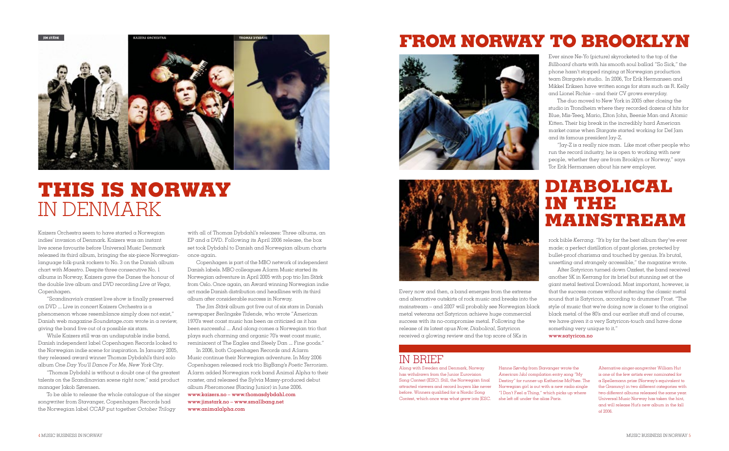JIM STÄRK

KAIZERS ORCHESTRA

THOMAS DYBDAHL

# THIS IS NORWAY IN DENMARK

Kaizers Orchestra seem to have started a Norwegian indies' invasion of Denmark. Kaizers was an instant live scene favourite before Universal Music Denmark released its third album, bringing the six-piece Norwegian-language folk-punk rockers to No. 3 on the Danish album chart with *Maestro*. Despite three consecutive No. 1 albums in Norway, Kaizers gave the Danes the honour of the double live album and DVD recording *Live at Vega*, Copenhagen.

"Scandinavia's craziest live show is finally preserved on DVD ... Live in concert Kaizers Orchestra is a phenomenon whose resemblance simply does not exist," Danish web magazine *Soundstage.com* wrote in a review, giving the band five out of a possible six stars.

While Kaizers still was an undisputable indie band, Danish independent label Copenhagen Records looked to the Norwegian indie scene for inspiration. In January 2005, they released award winner Thomas Dybdahl's third solo album *One Day You'll Dance For Me, New York City*.

"Thomas Dybdahl is without a doubt one of the greatest talents on the Scandinavian scene right now," said product manager Jakob Sørensen.

To be able to release the whole catalogue of the singer songwriter from Stavanger, Copenhagen Records had the Norwegian label CCAP put together *October Trilogy* with all of Thomas Dybdahl's releases: Three albums, an EP and a DVD. Following its April 2006 release, the box set took Dybdahl to Danish and Norwegian album charts once again.

Copenhagen is part of the MBO network of independent Danish labels. MBO colleagues A:larm Music started its Norwegian adventure in April 2005 with pop trio Jim Stärk from Oslo. Once again, an Award winning Norwegian indie act made Danish distribution and headlines with its third album after considerable success in Norway.

The *Jim Stärk* album got five out of six stars in Danish newspaper *Berlingske Tidende*, who wrote "American 1970's west coast music has been as criticized as it has been successful ... And along comes a Norwegian trio that plays such charming and organic 70's west coast music, reminiscent of The Eagles and Steely Dan ... Fine goods."

In 2006, both Copenhagen Records and A:larm Music continue their Norwegian adventure. In May 2006 Copenhagen released rock trio BigBang's *Poetic Terrorism*. A:larm added Norwegian rock band Animal Alpha to their roaster, and released the Sylvia Massy-produced debut album *Pheromones* (Racing Junior) in June 2006.

www.kaizers.no – www.thomasdybdahl.com
www.jimstark.no – www.smallbang.net
www.animalalpha.com

# FROM NORWAY TO BROOKLYN

Ever since Ne-Yo (picture) skyrocketed to the top of the *Billboard* charts with his smooth soul ballad "So Sick," the phone hasn't stopped ringing at Norwegian production team Stargate's studio. In 2006, Tor Erik Hermansen and Mikkel Eriksen have written songs for stars such as R. Kelly and Lionel Richie – and their CV grows everyday.

The duo moved to New York in 2005 after closing the studio in Trondheim where they recorded dozens of hits for Blue, Mis-Teeq, Mario, Elton John, Beenie Man and Atomic Kitten. Their big break in the incredibly hard American market came when Stargate started working for Def Jam and its famous president Jay-Z.

"Jay-Z is a really nice man. Like most other people who run the record industry, he is open to working with new people, whether they are from Brooklyn or Norway," says Tor Erik Hermansen about his new employer.

# DIABOLICAL IN THE MAINSTREAM

Every now and then, a band emerges from the extreme and alternative outskirts of rock music and breaks into the mainstream – and 2007 will probably see Norwegian black metal veterans act Satyricon achieve huge commercial success with its no-compromise metal. Following the release of its latest opus *Now, Diabolical*, Satyricon received a glowing review and the top score of 5Ks in rock bible *Kerrang*. "It's by far the best album they've ever made; a perfect distillation of past glories, protected by bullet-proof charisma and touched by genius. It's brutal, unsettling and strangely accessible," the magazine wrote.

After Satyricon turned down Ozzfest, the band received another 5K in Kerrang for its brief but stunning set at the giant metal festival Download. Most important, however, is that the success comes without softening the classic metal sound that is Satyricon, according to drummer Frost. "The style of music that we're doing now is closer to the original black metal of the 80's and our earlier stuff and of course, we have given it a very Satyricon-touch and have done something very unique to it."

www.satyricon.no

## IN BRIEF

Along with Sweden and Denmark, Norway has withdrawn from the Junior Eurovision Song Contest (JESC). Still, the Norwegian final attracted viewers and record buyers like never before. Winners qualified for a Nordic Song Contest, which once was what grew into JESC.

Hanne Sørvåg from Stavanger wrote the *American Idol* compilation entry song "My Destiny" for runner-up Katherine McPhee. The Norwegian girl is out with a new radio single "I Don't Feel a Thing," which picks up where she left off under the alias Paris.

Alternative singer-songwriter William Hut is one of the few artists ever nominated for a Spellemann prize (Norway's equivalent to the Grammy) in two different categories with two different albums released the same year. Universal Music Norway has taken the hint, and will release Hut's new album in the fall of 2006.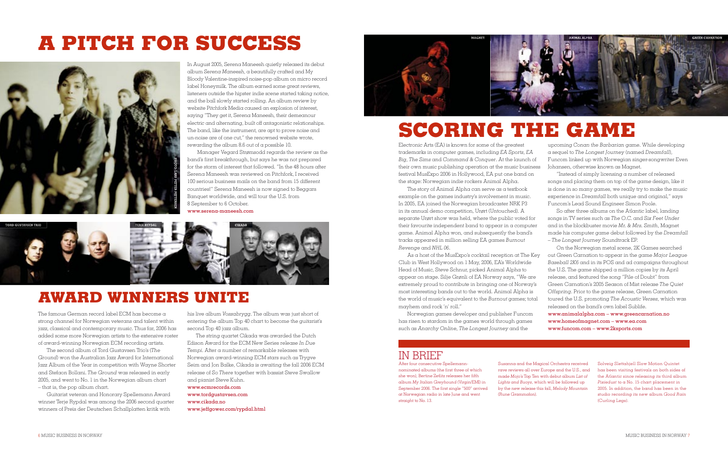# A PITCH FOR SUCCESS

In August 2005, Serena Maneesh quietly released its debut album *Serena Maneesh*, a beautifully crafted and My Bloody Valentine-inspired noise-pop album on micro record label Honeymilk. The album earned some great reviews, listeners outside the hipster indie scene started taking notice, and the ball slowly started rolling. An album review by website Pitchfork Media caused an explosion of interest, saying "They get it, Serena Maneesh, their demeanour electric and alternating, built off antagonistic relationships. The band, like the instrument, are apt to prove noise and un-noise are of one cut," the renowned website wrote, rewarding the album 8.6 out of a possible 10.

Manager Vegard Strømsodd regards the review as the band's first breakthrough, but says he was not prepared for the storm of interest that followed. "In the 48 hours after Serena Maneesh was reviewed on Pitchfork, I received 100 serious business mails on the band from 15 different countries!" Serena Maneesh is now signed to Beggars Banquet worldwide, and will tour the U.S. from 8 September to 6 October.

www.serena-maneesh.com

PHOTO: LARS PETTER PETTERSEN

TORD GUSTAVSEN TRIO

TERJE RYPDAL

CIKADA

# AWARD WINNERS UNITE

The famous German record label ECM has become a strong channel for Norwegian veterans and talent within jazz, classical and contemporary music. Thus far, 2006 has added some more Norwegian artists to the extensive roster of award-winning Norwegian ECM recording artists.

The second album of Tord Gustavsen Trio's (*The Ground*) won the Australian Jazz Award for International Jazz Album of the Year in competition with Wayne Shorter and Stefaon Bollani. *The Ground* was released in early 2005, and went to No. 1 in the Norwegian album chart – that is, the pop album chart.

Guitarist veteran and Honorary Spellemann Award winner Terje Rypdal was among the 2006 second quarter winners of Preis der Deutschen Schallplatten kritik with his live album *Vossabrygg*. The album was just short of entering the album Top 40 chart to become the guitarist's second Top 40 jazz album.

The string quartet Cikada was awarded the Dutch Edison Award for the ECM New Series release *In Due Tempi*. After a number of remarkable releases with Norwegian award-winning ECM stars such as Trygve Seim and Jon Balke, Cikada is awaiting the fall 2006 ECM release of *So There* together with bassist Steve Swallow and pianist Steve Kuhn.

www.ecmrecords.com
www.tordgustavsen.com
www.cikada.no
www.jeffgower.com/rypdal.html

MAGNET

ANIMAL ALPHA

GREEN CARNATION

# SCORING THE GAME

Electronic Arts (EA) is known for some of the greatest trademarks in computer games, including *EA Sports*, *EA Big*, *The Sims* and *Command & Conquer*. At the launch of their own music publishing operation at the music business festival MusExpo 2006 in Hollywood, EA put one band on the stage: Norwegian indie rockers Animal Alpha.

The story of Animal Alpha can serve as a textbook example on the games industry's involvement in music. In 2005, EA joined the Norwegian broadcaster NRK P3 in its annual demo competition, Urørt (Untouched). A separate Urørt show was held, where the public voted for their favourite independent band to appear in a computer game. Animal Alpha won, and subsequently the band's tracks appeared in million selling EA games *Burnout Revenge* and *NHL 06*.

As a host of the MusExpo's cocktail reception at The Key Club in West Hollywood on 1 May, 2006, EA's Worldwide Head of Music, Steve Schnur, picked Animal Alpha to appear on stage. Silje Grønli of EA Norway says, "We are extremely proud to contribute in bringing one of Norway's most interesting bands out to the world. Animal Alpha is the world of music's equivalent to the *Burnout* games; total mayhem and rock 'n' roll."

Norwegian games developer and publisher Funcom has risen to stardom in the games world through games such as *Anarchy Online*, *The Longest Journey* and the upcoming *Conan the Barbarian* game. While developing a sequel to *The Longest Journey* (named *Dreamfall*), Funcom linked up with Norwegian singer-songwriter Even Johansen, otherwise known as Magnet.

"Instead of simply licensing a number of released songs and placing them on top of the game design, like it is done in so many games, we really try to make the music experience in *Dreamfall* both unique and original," says Funcom's Lead Sound Engineer Simon Poole.

So after three albums on the Atlantic label, landing songs in TV series such as *The O.C.* and *Six Feet Under* and in the blockbuster movie *Mr. & Mrs. Smith*, Magnet made his computer game debut followed by the *Dreamfall – The Longest Journey* Soundtrack EP.

On the Norwegian metal scene, 2K Games searched out Green Carnation to appear in the game *Major League Baseball 2K6* and in its POS and ad campaigns throughout the U.S. The game shipped a million copies by its April release, and featured the song "Pile of Doubt" from Green Carnation's 2005 Season of Mist release *The Quiet Offspring*. Prior to the game release, Green Carnation toured the U.S. promoting *The Acoustic Verses*, which was released on the band's own label Sublife.

www.animalalpha.com – www.greencarnation.no
www.homeofmagnet.com – www.ea.com
www.funcom.com – www.2ksports.com

## IN BRIEF

After four consecutive Spellemann-nominated albums (the first three of which she won), Bertine Zetlitz releases her fifth album *My Italian Greyhound* (Virgin/EMI) in September 2006. The first single "500" arrived at Norwegian radio in late June and went straight to No. 13.

Susanna and the Magical Orchestra received rave reviews all over Europe and the U.S., and made *Mojo's* Top Ten with debut album *List of Lights and Buoys*, which will be followed up by the new release this fall, *Melody Mountain* (Rune Grammofon).

Solveig Slettahjell Slow Motion Quintet has been visiting festivals on both sides of the Atlantic since releasing its third album *Pixiedust* to a No. 15 chart placement in 2005. In addition, the band has been in the studio recording its new album *Good Rain* (Curling Legs).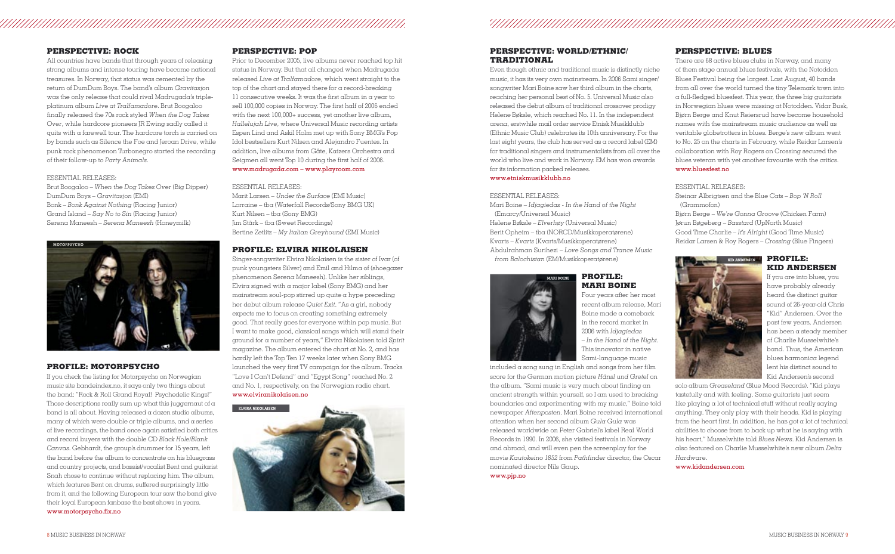## PERSPECTIVE: ROCK

All countries have bands that through years of releasing strong albums and intense touring have become national treasures. In Norway, that status was cemented by the return of DumDum Boys. The band's album *Gravitasjon* was the only release that could rival Madrugada's triple-platinum album *Live at Tralfamadore*. Brut Boogaloo finally released the 70s rock styled *When the Dog Takes Over*, while hardcore pioneers JR Ewing sadly called it quits with a farewell tour. The hardcore torch is carried on by bands such as Silence the Foe and Jeroan Drive, while punk rock phenomenon Turbonegro started the recording of their follow-up to *Party Animals*.

ESSENTIAL RELEASES:

Brut Boogaloo – *When the Dog Takes* Over (Big Dipper)
DumDum Boys – *Gravitasjon* (EMI)
Bonk – *Bonk Against Nothing* (Racing Junior)
Grand Island – *Say No to Sin* (Racing Junior)
Serena Maneesh – *Serena Maneesh* (Honeymilk)

MOTORPSYCHO

## PROFILE: MOTORPSYCHO

If you check the listing for Motorpsycho on Norwegian music site bandeindex.no, it says only two things about the band: "Rock & Roll Grand Royal! Psychedelic Kings!" Those descriptions really sum up what this juggernaut of a band is all about. Having released a dozen studio albums, many of which were double or triple albums, and a series of live recordings, the band once again satisfied both critics and record buyers with the double CD *Black Hole/Blank Canvas*. Gebhardt, the group's drummer for 15 years, left the band before the album to concentrate on his bluegrass and country projects, and bassist/vocalist Bent and guitarist Snah chose to continue without replacing him. The album, which features Bent on drums, suffered surprisingly little from it, and the following European tour saw the band give their loyal European fanbase the best shows in years.
www.motorpsycho.fix.no

## PERSPECTIVE: POP

Prior to December 2005, live albums never reached top hit status in Norway. But that all changed when Madrugada released *Live at Tralfamadore*, which went straight to the top of the chart and stayed there for a record-breaking 11 consecutive weeks. It was the first album in a year to sell 100,000 copies in Norway. The first half of 2006 ended with the next 100,000+ success, yet another live album, *Hallelujah Live*, where Universal Music recording artists Espen Lind and Askil Holm met up with Sony BMG's Pop Idol bestsellers Kurt Nilsen and Alejandro Fuentes. In addition, live albums from Gåte, Kaizers Orchestra and Seigmen all went Top 10 during the first half of 2006.
www.madrugada.com – www.playroom.com

ESSENTIAL RELEASES:

Marit Larsen – *Under the Surface* (EMI Music)
Lorraine – tba (Waterfall Records/Sony BMG UK)
Kurt Nilsen – tba (Sony BMG)
Jim Stärk – tba (Sweet Recordings)
Bertine Zetlitz – *My Italian Greyhound* (EMI Music)

## PROFILE: ELVIRA NIKOLAISEN

Singer-songwriter Elvira Nikolaisen is the sister of Ivar (of punk youngsters Silver) and Emil and Hilma (of shoegazer phenomenon Serena Maneesh). Unlike her siblings, Elvira signed with a major label (Sony BMG) and her mainstream soul-pop stirred up quite a hype preceding her debut album release *Quiet Exit*. "As a girl, nobody expects me to focus on creating something extremely good. That really goes for everyone within pop music. But I want to make good, classical songs which will stand their ground for a number of years," Elvira Nikolaisen told *Spirit* magazine. The album entered the chart at No. 2, and has hardly left the Top Ten 17 weeks later when Sony BMG launched the very first TV campaign for the album. Tracks "Love I Can't Defend" and "Egypt Song" reached No. 2 and No. 1, respectively, on the Norwegian radio chart.
www.elviranikolaisen.no

ELVIRA NIKOLAISEN

## PERSPECTIVE: WORLD/ETHNIC/TRADITIONAL

Even though ethnic and traditional music is distinctly niche music, it has its very own mainstream. In 2006 Sami singer/songwriter Mari Boine saw her third album in the charts, reaching her personal best of No. 5. Universal Music also released the debut album of traditional crossover prodigy Helene Bøksle, which reached No. 11. In the independent arena, erstwhile mail order service Etnisk Musikklubb (Ethnic Music Club) celebrates its 10th anniversary. For the last eight years, the club has served as a record label (EM) for traditional singers and instrumentalists from all over the world who live and work in Norway. EM has won awards for its information packed releases.
www.etniskmusikklubb.no

ESSENTIAL RELEASES:

Mari Boine – *Idjagiedas - In the Hand of the Night* (Emarcy/Universal Music)
Helene Bøksle – *Elverhøy* (Universal Music)
Berit Opheim – tba (NORCD/Musikkoperatørene)
Kvarts – *Kvarts* (Kvarts/Musikkoperatørene)
Abdulrahman Surihezi – *Love Songs and Trance Music from Balochistan* (EM/Musikkoperatørene)

MARI BOINE

## PROFILE: MARI BOINE

Four years after her most recent album release, Mari Boine made a comeback in the record market in 2006 with *Idjagiedas – In the Hand of the Night*. This innovator in native Sami-language music included a song sung in English and songs from her film score for the German motion picture *Hänsl und Gretel* on the album. "Sami music is very much about finding an ancient strength within yourself, so I am used to breaking boundaries and experimenting with my music," Boine told newspaper *Aftenposten*. Mari Boine received international attention when her second album *Gula Gula* was released worldwide on Peter Gabriel's label Real World Records in 1990. In 2006, she visited festivals in Norway and abroad, and will even pen the screenplay for the movie *Kautokeino 1852* from *Pathfinder* director, the Oscar nominated director Nils Gaup.
www.pjp.no

## PERSPECTIVE: BLUES

There are 68 active blues clubs in Norway, and many of them stage annual blues festivals, with the Notodden Blues Festival being the largest. Last August, 40 bands from all over the world turned the tiny Telemark town into a full-fledged bluesfest. This year, the three big guitarists in Norwegian blues were missing at Notodden. Vidar Busk, Bjørn Berge and Knut Reiersrud have become household names with the mainstream music audience as well as veritable globetrotters in blues. Berge's new album went to No. 25 on the charts in February, while Reidar Larsen's collaboration with Roy Rogers on Crossing secured the blues veteran with yet another favourite with the critics.
www.bluesfest.no

ESSENTIAL RELEASES:

Steinar Albrigtsen and the Blue Cats – *Bop 'N Roll* (Grammofon)
Bjørn Berge – *We're Gonna Groove* (Chicken Farm)
Jørun Bøgeberg – *Basstard* (UpNorth Music)
Good Time Charlie – *It's Alright* (Good Time Music)
Reidar Larsen & Roy Rogers – *Crossing* (Blue Fingers)

KID ANDERSEN

## PROFILE: KID ANDERSEN

If you are into blues, you have probably already heard the distinct guitar sound of 26-year-old Chris "Kid" Andersen. Over the past few years, Andersen has been a steady member of Charlie Musselwhite's band. Thus, the American blues harmonica legend lent his distinct sound to Kid Andersen's second solo album *Greaseland* (Blue Mood Records). "Kid plays tastefully and with feeling. Some guitarists just seem like playing a lot of technical stuff without really saying anything. They only play with their heads. Kid is playing from the heart first. In addition, he has got a lot of technical abilities to choose from to back up what he is saying with his heart," Musselwhite told *Blues News*. Kid Andersen is also featured on Charlie Musselwhite's new album *Delta Hardware*.
www.kidandersen.com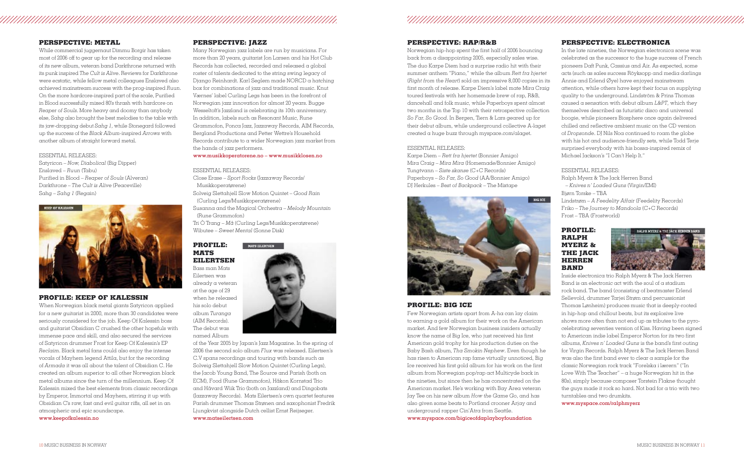## PERSPECTIVE: METAL

While commercial juggernaut Dimmu Borgir has taken most of 2006 off to gear up for the recording and release of its new album, veteran band Darkthrone returned with its punk inspired *The Cult is Alive*. Reviews for Darkthrone were ecstatic, while fellow metal colleagues Enslaved also achieved mainstream success with the prog-inspired *Ruun*. On the more hardcore-inspired part of the scale, Purified in Blood successfully mixed 80's thrash with hardcore on *Reaper of Souls*. More heavy and doomy than anybody else, Sahg also brought the best melodies to the table with its jaw-dropping debut *Sahg 1*, while Stonegard followed up the success of the *Black Album*-inspired *Arrows* with another album of straight forward metal.

ESSENTIAL RELEASES:
Satyricon – *Now, Diabolical* (Big Dipper)
Enslaved – *Ruun* (Tabu)
Purified in Blood – *Reaper of Souls* (Alveran)
Darkthrone – *The Cult is Alive* (Peaceville)
Sahg – *Sahg 1* (Regain)

KEEP OF KALESSIN

## PROFILE: KEEP OF KALESSIN

When Norwegian black metal giants Satyricon applied for a new guitarist in 2000, more than 30 candidates were seriously considered for the job. Keep Of Kalessin bass and guitarist Obsidian C crushed the other hopefuls with immense pace and skill, and also secured the services of Satyricon drummer Frost for Keep Of Kalessin's EP *Reclaim*. Black metal fans could also enjoy the intense vocals of Mayhem legend Attila, but for the recording of *Armada* it was all about the talent of Obsidian C. He created an album superior to all other Norwegian black metal albums since the turn of the millennium. Keep Of Kalessin mixed the best elements from classic recordings by Emperor, Immortal and Mayhem, stirring it up with Obsidian C's raw, fast and evil guitar riffs, all set in an atmospheric and epic soundscape.
www.keepofkalessin.no

## PERSPECTIVE: JAZZ

Many Norwegian jazz labels are run by musicians. For more than 20 years, guitarist Jon Larsen and his Hot Club Records has collected, recorded and released a global roster of talents dedicated to the string swing legacy of Django Reinhardt. Karl Seglem made NORCD a hatching box for combinations of jazz and traditional music. Knut Værnes' label Curling Legs has been in the forefront of Norwegian jazz innovation for almost 20 years. Bugge Wesseltoft's Jazzland is celebrating its 10th anniversary. In addition, labels such as Resonant Music, Rune Grammofon, Ponca Jazz, Jazzaway Records, AIM Records, Bergland Productions and Petter Wettre's Household Records contribute to a wider Norwegian jazz market from the hands of jazz performers.
www.musikkoperatorene.no – www.musikklosen.no

ESSENTIAL RELEASES:
Close Erase – *Sport Rocks* (Jazzaway Records/Musikkoperatørene)
Solveig Slettahjell Slow Motion Quintet – *Good Rain* (Curling Legs/Musikkoperatørene)
Susanna and the Magical Orchestra – *Melody Mountain* (Rune Grammofon)
Tri Ô Trang – *Må* (Curling Legs/Musikkoperatørene)
Wibutee – *Sweet Mental* (Sonne Disk)

## PROFILE: MATS EILERTSEN

MATS EILERTSEN

Bass man Mats Eilertsen was already a veteran at the age of 29 when he released his solo debut album *Turanga* (AIM Records). The debut was named Album of the Year 2005 by Japan's Jazz Magazine. In the spring of 2006 the second solo album *Flux* was released. Eilertsen's C.V spans recordings and touring with bands such as Solveig Slettahjell Slow Motion Quintet (Curling Legs), the Jacob Young Band, The Source and Parish (both on ECM), Food (Rune Grammofon), Håkon Kornstad Trio and Håvard Wiik Trio (both on Jazzland) and Dingobats (Jazzaway Records). Mats Eilertsen's own quartet features Parish drummer Thomas Strønen and saxophonist Fredrik Ljungkvist alongside Dutch cellist Ernst Reijseger.
www.matseilertsen.com

## PERSPECTIVE: RAP/R&B

Norwegian hip-hop spent the first half of 2006 bouncing back from a disappointing 2005, especially sales wise. The duo Karpe Diem had a surprise radio hit with their summer anthem "Piano," while the album *Rett fra hjertet* (*Right from the Heart*) sold an impressive 8,000 copies in its first month of release. Karpe Diem's label mate Mira Craig toured festivals with their homemade brew of rap, R&B, dancehall and folk music, while Paperboys spent almost two months in the Top 10 with their retrospective collection *So Far, So Good*. In Bergen, Tiern & Lars geared up for their debut album, while underground collective A-laget created a huge buzz through myspace.com/alaget.

ESSENTIAL RELEASES:
Karpe Diem – *Rett fra hjertet* (Bonnier Amigo)
Mira Craig – *Mira Mira* (Homemade/Bonnier Amigo)
Tungtvann – *Siste skanse* (C+C Records)
Paperboys – *So Far, So Good* (AA/Bonnier Amigo)
DJ Herkules – *Best of Backpack* – The Mixtape

BIG ICE

## PROFILE: BIG ICE

Few Norwegian artists apart from A-ha can lay claim to earning a gold album for their work on the American market. And few Norwegian business insiders actually know the name of Big Ice, who just received his first American gold trophy for his production duties on the Baby Bash album, *Tha Smokin Nephew*. Even though he has risen to American rap fame virtually unnoticed, Big Ice received his first gold album for his work on the first album from Norwegian pop/rap act Multicyde back in the nineties, but since then he has concentrated on the American market. He's working with Bay Area veteran Jay Tee on his new album *How the Game Go*, and has also given some beats to Portland crooner Arjay and underground rapper Cin'Atra from Seattle.
www.myspace.com/bigiceofdaplayboyfoundation

## PERSPECTIVE: ELECTRONICA

In the late nineties, the Norwegian electronica scene was celebrated as the successor to the huge success of French pioneers Daft Punk, Cassius and Air. As expected, some acts (such as sales success Röyksopp and media darlings Annie and Erlend Øye) have enjoyed mainstream attention, while others have kept their focus on supplying quality to the underground. Lindström & Prins Thomas caused a sensation with debut album *L&PT*, which they themselves described as futuristic disco and universal boogie, while pioneers Biosphere once again delivered chilled and reflective ambient music on the CD version of *Dropsonde*. DJ Nils Noa continued to roam the globe with his hot and audience-friendly sets, while Todd Terje surprised everybody with his bossa-inspired remix of Michael Jackson's "I Can't Help It."

ESSENTIAL RELEASES:
Ralph Myerz & The Jack Herren Band – *Knives n' Loaded Guns* (Virgin/EMI)
Bjørn Torske – TBA
Lindstrøm – *A Feedelity Affair* (Feedelity Records)
Friko – *The Journey to Mandoola* (C+C Records)
Frost – TBA (Frostworld)

## PROFILE: RALPH MYERZ & THE JACK HERREN BAND

RALPH MYERZ & THE JACK HERREN BAND

Inside electronica trio Ralph Myerz & The Jack Herren Band is an electronic act with the soul of a stadium rock band. The band (consisting of beatmaster Erlend Sellevold, drummer Tarjei Strøm and percussionist Thomas Lønheim) produces music that is deeply-rooted in hip-hop and chillout beats, but its explosive live shows more often than not end up as tributes to the pyro-celebrating seventies version of Kiss. Having been signed to American indie label Emperor Norton for its two first albums, *Knives n' Loaded Guns* is the band's first outing for Virgin Records. Ralph Myerz & The Jack Herren Band was also the first band ever to clear a sample for the classic Norwegian rock track "Forelska i lærern" ("In Love With The Teacher" – a huge Norwegian hit in the 80s), simply because composer Torstein Flakne thought the guys made it rock so hard. Not bad for a trio with two turntables and two drumkits.
www.myspace.com/ralphmyerz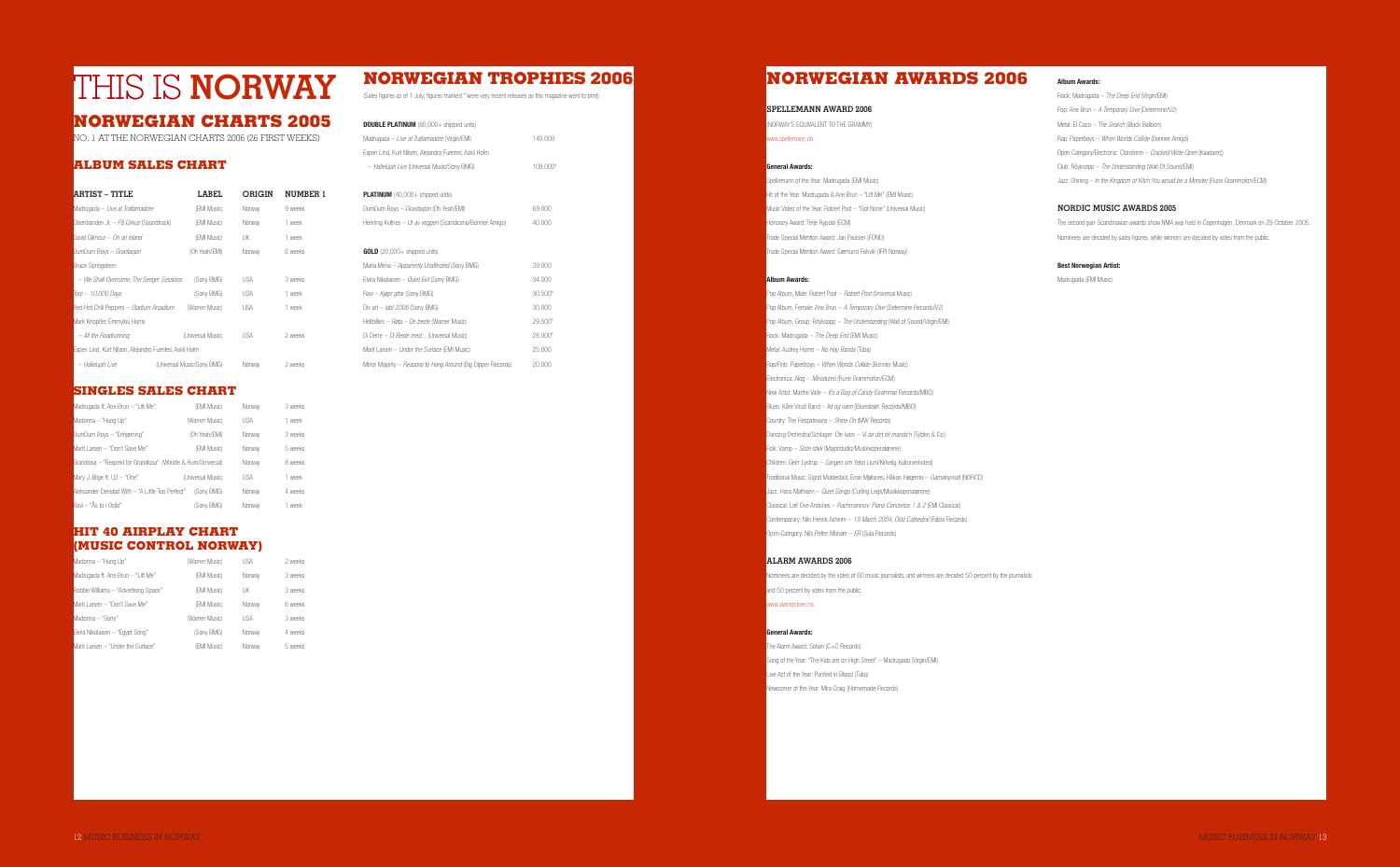# THIS IS **NORWAY**

## NORWEGIAN CHARTS 2005

NO. 1 AT THE NORWEGIAN CHARTS 2006 (26 FIRST WEEKS)

### ALBUM SALES CHART

| ARTIST – TITLE | LABEL | ORIGIN | NUMBER 1 |
|---|---|---|---|
| Madrugada – *Live at Tralfamadore* | (EMI Music) | Norway | 9 weeks |
| Disenbanden Jr. – *På Cirkus* (Soundtrack) | (EMI Music) | Norway | 1 week |
| David Gilmour – *On an Island* | (EMI Music) | UK | 1 week |
| DumDum Boys – *Gravitasjon* | (Oh Yeah/EMI) | Norway | 6 weeks |
| Bruce Springsteen – *We Shall Overcome, The Seeger Sessions* | (Sony BMG) | USA | 3 weeks |
| Tool – *10,000 Days* | (Sony BMG) | USA | 1 week |
| Red Hot Chili Peppers – *Stadium Arcadium* | (Warner Music) | USA | 1 week |
| Mark Knopfler, Emmylou Harris – *All the Roadrunning* | (Universal Music) | USA | 2 weeks |
| Espen Lind, Kurt Nilsen, Alejandro Fuentes, Askil Holm – *Hallelujah Live* | (Universal Music/Sony BMG) | Norway | 2 weeks |

### SINGLES SALES CHART

| | | | |
|---|---|---|---|
| Madrugada ft. Ane Brun – "Lift Me" | (EMI Music) | Norway | 3 weeks |
| Madonna – "Hung Up" | (Warner Music) | USA | 1 week |
| DumDum Boys – "Enhjørning" | (Oh Yeah/EMI) | Norway | 3 weeks |
| Marit Larsen – "Don't Save Me" | (EMI Music) | Norway | 5 weeks |
| Grandiosa – "Respekt for Grandiosa" | (Whistle & Hum/Universal) | Norway | 8 weeks |
| Mary J. Blige ft. U2 – "One" | (Universal Music) | USA | 1 week |
| Aleksander Denstad With – "A Little Too Perfect" | (Sony BMG) | Norway | 4 weeks |
| Ravi – "Ås to i Oslo" | (Sony BMG) | Norway | 1 week |

### HIT 40 AIRPLAY CHART (MUSIC CONTROL NORWAY)

| | | | |
|---|---|---|---|
| Madonna – "Hung Up" | (Warner Music) | USA | 2 weeks |
| Madrugada ft. Ane Brun – "Lift Me" | (EMI Music) | Norway | 3 weeks |
| Robbie Williams – "Advertising Space" | (EMI Music) | UK | 3 weeks |
| Marit Larsen – "Don't Save Me" | (EMI Music) | Norway | 6 weeks |
| Madonna – "Sorry" | (Warner Music) | USA | 3 weeks |
| Elvira Nikolaisen – "Egypt Song" | (Sony BMG) | Norway | 4 weeks |
| Marit Larsen – "Under the Surface" | (EMI Music) | Norway | 5 weeks |

## NORWEGIAN TROPHIES 2006

(Sales figures as of 1 July; figures marked * were very recent releases as this magazine went to print)

| | |
|---|---|
| **DOUBLE PLATINUM** (80,000+ shipped units) | |
| Madrugada – *Live at Tralfamadore* (Virgin/EMI) | 140.000 |
| Espen Lind, Kurt Nilsen, Alejandro Fuentes, Askil Holm – *Hallelujah Live* (Universal Music/Sony BMG) | 109.000* |
| **PLATINUM** (40,000+ shipped units) | |
| DumDum Boys – *Gravitasjon* (Oh Yeah/EMI) | 69.000 |
| Henning Kvitnes – *Ut av veggen* (Scandicana/Bonnier Amigo) | 40.000 |
| **GOLD** (20,000+ shipped units) | |
| Maria Mena – *Apparently Unaffected* (Sony BMG) | 39.000 |
| Elvira Nikolaisen – *Quiet Exit* (Sony BMG) | 34.000 |
| Ravi – *Kjapr gitar* (Sony BMG) | 30.500* |
| Div art – *Idol 2006* (Sony BMG) | 30.000 |
| Hellbillies – *Røta – De beste* (Warner Music) | 29.500* |
| Di Derre – *Di Beste med...* (Universal Music) | 28.000* |
| Marit Larsen – *Under the Surface* (EMI Music) | 25.000 |
| Minor Majority – *Reasons to Hang Around* (Big Dipper Records) | 20.000 |

## NORWEGIAN AWARDS 2006

### SPELLEMANN AWARD 2006

(NORWAY'S EQUIVALENT TO THE GRAMMY)

www.spellemann.no

**General Awards:**

Spellemann of the Year: Madrugada (EMI Music)
Hit of the Year: Madrugada & Ane Brun – "Lift Me" (EMI Music)
Music Video of the Year: Robert Post – "Got None" (Universal Music)
Honorary Award: Terje Rypdal (ECM)
Trade Special Mention Award: Jan Paulsen (FONO)
Trade Special Mention Award: Sæmund Fiskvik (IFPI Norway)

**Album Awards:**

Pop Album, Male: Robert Post – *Robert Post* (Universal Music)
Pop Album, Female: Ane Brun – *A Temporary Dive* (Determine Records/V2)
Pop Album, Group: Röyksopp – *The Understanding* (Wall of Sound/Virgin/EMI)
Rock: Madrugada – *The Deep End* (EMI Music)
Metal: Audrey Horne – *No Hay Banda* (Tuba)
Rap/Rnb: Paperboys – *When Worlds Collide* (Bonnier Music)
Electronica: Alog – *Miniatures* (Rune Grammofon/ECM)
New Artist: Marthe Valle – *It's a Bag of Candy* (Grammar Records/MBO)
Blues: Kåre Virud Band – *Ild og vann* (Bluestown Records/MBO)
Country: The Respatexans – *Shine On* (MW Records)
Dancing Orchestra/Schlager: Ole Ivars – *Vi tar det litt manda'n* (Tylden & Co.)
Folk: Vamp – *Siste stikk* (Majorstudio/Musikkoperatørene)
Children: Geirr Lystrup – *Sangen om Yeba* (Juni/Kirkelig Kulturverksted)
Traditional Music: Sigrid Moldestad, Einar Mjølsnes, Håkon Høgemo – *Gamalnymalt* (NORCD)
Jazz: Hans Mathisen – *Quiet Songs* (Curling Legs/Musikkoperatørene)
Classical: Leif Ove Andsnes – *Rachmaninov: Piano Concertos 1 & 2* (EMI Classical)
Contemporary: Nils Henrik Asheim – *19 March 2004, Oslo Cathedral* (Fabra Records)
Open Category: Nils Petter Molvær – *ER* (Sula Records)

### ALARM AWARDS 2006

Nominees are decided by the votes of 60 music journalists, and winners are decided 50 percent by the journalists and 50 percent by votes from the public.

www.alarmprisen.no.

**General Awards:**

The Alarm Award: Sofian (C+C Records)
Song of the Year: "The Kids are on High Street" – Madrugada (Virgin/EMI)
Live Act of the Year: Purified in Blood (Tuba)
Newcomer of the Year: Mira Craig (Homemade Records)

**Album Awards:**

Rock: Madrugada – *The Deep End* (Virgin/EMI)
Pop: Ane Brun – *A Temporary Dive* (Determine/V2)
Metal: El Caco – *The Search* (Black Balloon)
Rap: Paperboys – *When Worlds Collide* (Bonnier Amigo)
Open Category/Electronic: Cloroform – *Cracked Wide Open* (Kaada·rec)
Club: Röyksopp – *The Understanding* (Wall Of Sound/EMI)
Jazz: Shining – *In the Kingdom of Kitch You would be a Monster* (Rune Grammofon/ECM)

### NORDIC MUSIC AWARDS 2005

The second pan-Scandinavian awards show NMA was held in Copenhagen, Denmark on 29 October, 2005. Nominees are decided by sales figures, while winners are decided by votes from the public.

**Best Norwegian Artist:**

Madrugada (EMI Music)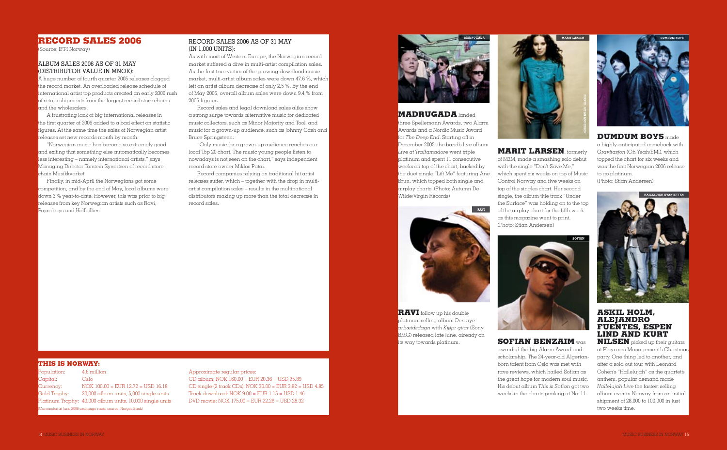# RECORD SALES 2006

(Source: IFPI Norway)

## ALBUM SALES 2006 AS OF 31 MAY (DISTRIBUTOR VALUE IN MNOK):

A huge number of fourth quarter 2005 releases clogged the record market. An overloaded release schedule of international artist top products created an early 2006 rush of return shipments from the largest record store chains and the wholesalers.

A frustrating lack of big international releases in the first quarter of 2006 added to a bad effect on statistic figures. At the same time the sales of Norwegian artist releases set new records month by month.

"Norwegian music has become so extremely good and exiting that something else automatically becomes less interesting – namely international artists," says Managing Director Torstein Syvertsen of record store chain Musikkverket.

Finally, in mid-April the Norwegians got some competition, and by the end of May, local albums were down 3 % year-to-date. However, this was prior to big releases from key Norwegian artists such as Ravi, Paperboys and Hellbillies.

## RECORD SALES 2006 AS OF 31 MAY (IN 1,000 UNITS):

As with most of Western Europe, the Norwegian record market suffered a dive in multi-artist compilation sales. As the first true victim of the growing download music market, multi-artist album sales were down 47.6 %, which left an artist album decrease of only 2.5 %. By the end of May 2006, overall album sales were down 9.4 % from 2005 figures.

Record sales and legal download sales alike show a strong surge towards alternative music for dedicated music collectors, such as Minor Majority and Tool, and music for a grown-up audience, such as Johnny Cash and Bruce Springsteen.

"Only music for a grown-up audience reaches our local Top 20 chart. The music young people listen to nowadays is not seen on the chart," says independent record store owner Miklos Patai.

Record companies relying on traditional hit artist releases suffer, which – together with the drop in multi-artist compilation sales – results in the multinational distributors making up more than the total decrease in record sales.

## THIS IS NORWAY:

| | |
|---|---|
| Population: | 4.6 million |
| Capital: | Oslo |
| Currency: | NOK 100.00 = EUR 12.72 = USD 16.18 |
| Gold Trophy: | 20,000 album units, 5,000 single units |
| Platinum Trophy: | 40,000 album units, 10,000 single units |

(Currencies at June 2006 exchange rates, source: Norges Bank)

Approximate regular prices:
CD album: NOK 160.00 = EUR 20.36 = USD 25.89
CD single (2 track CDs): NOK 30.00 = EUR 3.82 = USD 4.85
Track download: NOK 9.00 = EUR 1.15 = USD 1.46
DVD movie: NOK 175.00 = EUR 22.26 = USD 28.32

**MADRUGADA** landed three Spellemann Awards, two Alarm Awards and a Nordic Music Award for *The Deep End*. Starting off in December 2005, the band's live album *Live at Tralfamadore* went triple platinum and spent 11 consecutive weeks on top of the chart, backed by the duet single "Lift Me" featuring Ane Brun, which topped both single and airplay charts. (Photo: Autumn De Wilde/Virgin Records)

**RAVI** follow up his double platinum selling album *Den nye arbæidsdagn* with *Kjøpt gitar* (Sony BMG) released late June, already on its way towards platinum.

**MARIT LARSEN**, formerly of M2M, made a smashing solo debut with the single "Don't Save Me," which spent six weeks on top of Music Control Norway and five weeks on top of the singles chart. Her second single, the album title track "Under the Surface" was holding on to the top of the airplay chart for the fifth week as this magazine went to print. (Photo: Stian Andersen)

**SOFIAN BENZAIM** was awarded the big Alarm Award and scholarship. The 24-year-old Algerian-born talent from Oslo was met with rave reviews, which hailed Sofian as the great hope for modern soul music. His debut album *This is Sofian* got two weeks in the charts peaking at No. 11.

**DUMDUM BOYS** made a highly-anticipated comeback with *Gravitasjon* (Oh Yeah/EMI), which topped the chart for six weeks and was the first Norwegian 2006 release to go platinum. (Photo: Stian Andersen)

**ASKIL HOLM, ALEJANDRO FUENTES, ESPEN LIND AND KURT NILSEN** picked up their guitars at Playroom Management's Christmas party. One thing led to another, and after a sold out tour with Leonard Cohen's "Hallelujah" as the quartet's anthem, popular demand made *Hallelujah Live* the fastest selling album ever in Norway from an initial shipment of 28,000 to 100,000 in just two weeks time.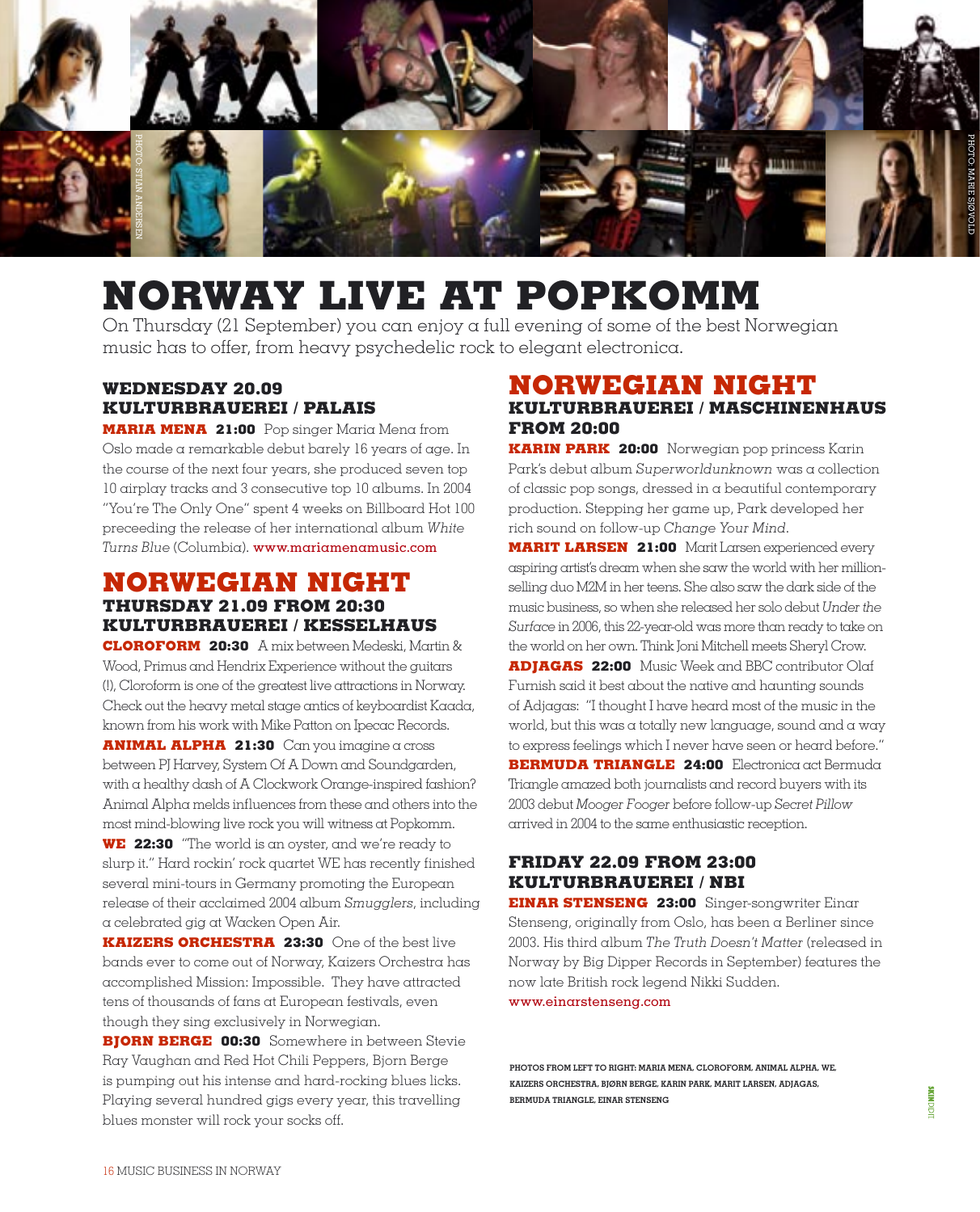PHOTO: STIAN ANDERSEN

PHOTO: MARIE SJØVOLD

# NORWAY LIVE AT POPKOMM

On Thursday (21 September) you can enjoy a full evening of some of the best Norwegian music has to offer, from heavy psychedelic rock to elegant electronica.

### WEDNESDAY 20.09
### KULTURBRAUEREI / PALAIS

**MARIA MENA 21:00** Pop singer Maria Mena from Oslo made a remarkable debut barely 16 years of age. In the course of the next four years, she produced seven top 10 airplay tracks and 3 consecutive top 10 albums. In 2004 "You're The Only One" spent 4 weeks on Billboard Hot 100 preceeding the release of her international album *White Turns Blue* (Columbia). www.mariamenamusic.com

## NORWEGIAN NIGHT
### THURSDAY 21.09 FROM 20:30
### KULTURBRAUEREI / KESSELHAUS

**CLOROFORM 20:30** A mix between Medeski, Martin & Wood, Primus and Hendrix Experience without the guitars (!), Cloroform is one of the greatest live attractions in Norway. Check out the heavy metal stage antics of keyboardist Kaada, known from his work with Mike Patton on Ipecac Records.

**ANIMAL ALPHA 21:30** Can you imagine a cross between PJ Harvey, System Of A Down and Soundgarden, with a healthy dash of A Clockwork Orange-inspired fashion? Animal Alpha melds influences from these and others into the most mind-blowing live rock you will witness at Popkomm.

**WE 22:30** "The world is an oyster, and we're ready to slurp it." Hard rockin' rock quartet WE has recently finished several mini-tours in Germany promoting the European release of their acclaimed 2004 album *Smugglers*, including a celebrated gig at Wacken Open Air.

**KAIZERS ORCHESTRA 23:30** One of the best live bands ever to come out of Norway, Kaizers Orchestra has accomplished Mission: Impossible. They have attracted tens of thousands of fans at European festivals, even though they sing exclusively in Norwegian.

**BJORN BERGE 00:30** Somewhere in between Stevie Ray Vaughan and Red Hot Chili Peppers, Bjorn Berge is pumping out his intense and hard-rocking blues licks. Playing several hundred gigs every year, this travelling blues monster will rock your socks off.

## NORWEGIAN NIGHT
### KULTURBRAUEREI / MASCHINENHAUS
### FROM 20:00

**KARIN PARK 20:00** Norwegian pop princess Karin Park's debut album *Superworldunknown* was a collection of classic pop songs, dressed in a beautiful contemporary production. Stepping her game up, Park developed her rich sound on follow-up *Change Your Mind*.

**MARIT LARSEN 21:00** Marit Larsen experienced every aspiring artist's dream when she saw the world with her million-selling duo M2M in her teens. She also saw the dark side of the music business, so when she released her solo debut *Under the Surface* in 2006, this 22-year-old was more than ready to take on the world on her own. Think Joni Mitchell meets Sheryl Crow.

**ADJAGAS 22:00** Music Week and BBC contributor Olaf Furnish said it best about the native and haunting sounds of Adjagas: "I thought I have heard most of the music in the world, but this was a totally new language, sound and a way to express feelings which I never have seen or heard before."

**BERMUDA TRIANGLE 24:00** Electronica act Bermuda Triangle amazed both journalists and record buyers with its 2003 debut *Mooger Fooger* before follow-up *Secret Pillow* arrived in 2004 to the same enthusiastic reception.

### FRIDAY 22.09 FROM 23:00
### KULTURBRAUEREI / NBI

**EINAR STENSENG 23:00** Singer-songwriter Einar Stenseng, originally from Oslo, has been a Berliner since 2003. His third album *The Truth Doesn't Matter* (released in Norway by Big Dipper Records in September) features the now late British rock legend Nikki Sudden. www.einarstenseng.com

PHOTOS FROM LEFT TO RIGHT: MARIA MENA, CLOROFORM, ANIMAL ALPHA, WE, KAIZERS ORCHESTRA, BJØRN BERGE, KARIN PARK, MARIT LARSEN, ADJAGAS, BERMUDA TRIANGLE, EINAR STENSENG